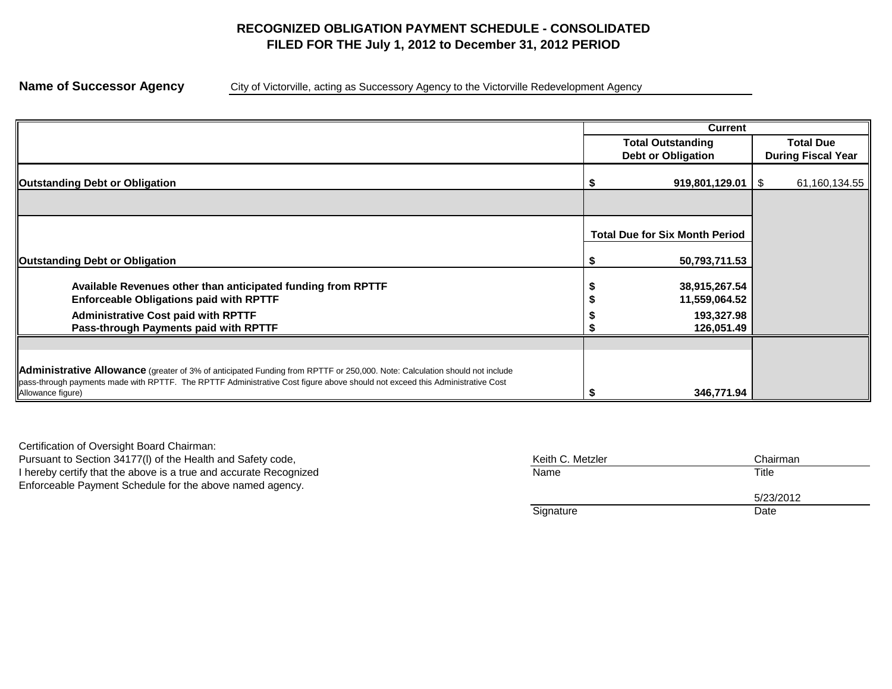# RECOGNIZED OBLIGATION PAYMENT SCHEDULE - CONSOLIDATED
## FILED FOR THE July 1, 2012 to December 31, 2012 PERIOD

**Name of Successor Agency** City of Victorville, acting as Successory Agency to the Victorville Redevelopment Agency

| | Current | |
|---|---|---|
| | **Total Outstanding Debt or Obligation** | **Total Due During Fiscal Year** |
| **Outstanding Debt or Obligation** | **$ 919,801,129.01** | $ 61,160,134.55 |
| | | |
| | **Total Due for Six Month Period** | |
| **Outstanding Debt or Obligation** | **$ 50,793,711.53** | |
| **Available Revenues other than anticipated funding from RPTTF** | **$ 38,915,267.54** | |
| **Enforceable Obligations paid with RPTTF** | **$ 11,559,064.52** | |
| **Administrative Cost paid with RPTTF** | **$ 193,327.98** | |
| **Pass-through Payments paid with RPTTF** | **$ 126,051.49** | |
| | | |
| **Administrative Allowance** (greater of 3% of anticipated Funding from RPTTF or 250,000. Note: Calculation should not include pass-through payments made with RPTTF. The RPTTF Administrative Cost figure above should not exceed this Administrative Cost Allowance figure) | **$ 346,771.94** | |

Certification of Oversight Board Chairman:
Pursuant to Section 34177(l) of the Health and Safety code,
I hereby certify that the above is a true and accurate Recognized
Enforceable Payment Schedule for the above named agency.

| Keith C. Metzler | Chairman |
|---|---|
| Name | Title |
| | 5/23/2012 |
| Signature | Date |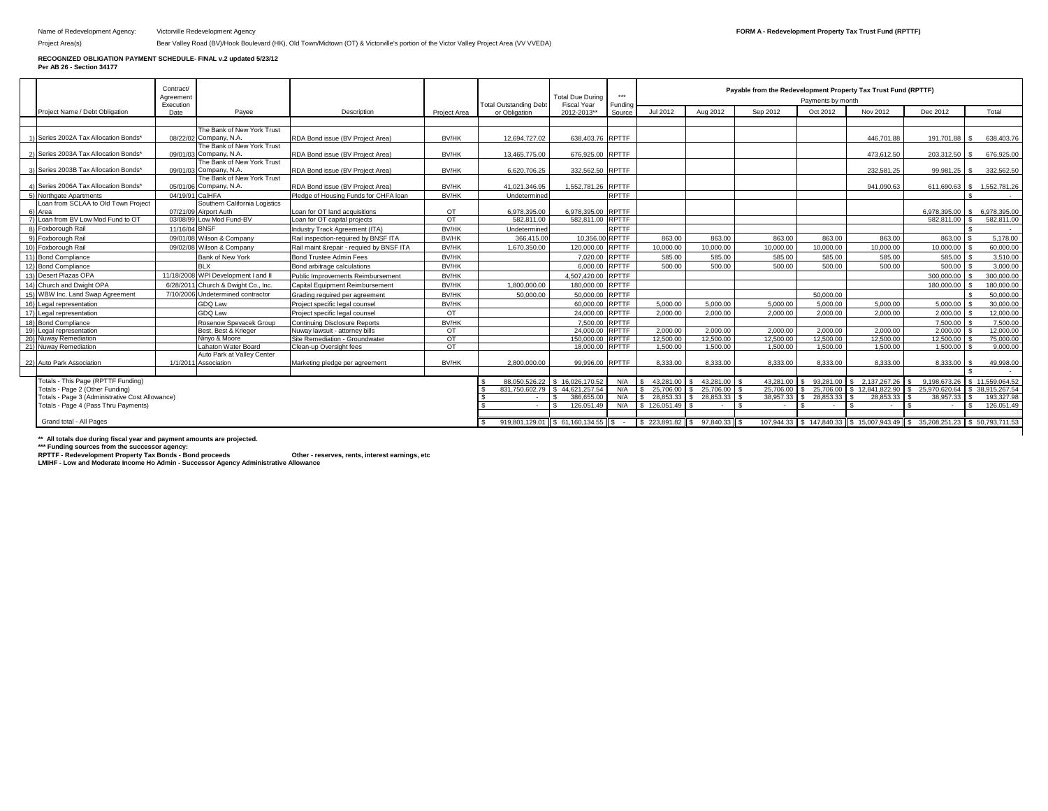Name of Redevelopment Agency: Victorville Redevelopment Agency

**FORM A - Redevelopment Property Tax Trust Fund (RPTTF)**

Project Area(s) Bear Valley Road (BV)/Hook Boulevard (HK), Old Town/Midtown (OT) & Victorville's portion of the Victor Valley Project Area (VV VVEDA)

**RECOGNIZED OBLIGATION PAYMENT SCHEDULE- FINAL v.2 updated 5/23/12**
**Per AB 26 - Section 34177**

| | Project Name / Debt Obligation | Contract/ Agreement Execution Date | Payee | Description | Project Area | Total Outstanding Debt or Obligation | Total Due During Fiscal Year 2012-2013** | *** Funding Source | Payable from the Redevelopment Property Tax Trust Fund (RPTTF) Payments by month | | | | | | |
|---|---|---|---|---|---|---|---|---|---|---|---|---|---|---|---|
| | | | | | | | | | Jul 2012 | Aug 2012 | Sep 2012 | Oct 2012 | Nov 2012 | Dec 2012 | Total |
| 1) | Series 2002A Tax Allocation Bonds* | 08/22/02 | The Bank of New York Trust Company, N.A. | RDA Bond issue (BV Project Area) | BV/HK | 12,694,727.02 | 638,403.76 | RPTTF | | | | | 446,701.88 | 191,701.88 | $ 638,403.76 |
| 2) | Series 2003A Tax Allocation Bonds* | 09/01/03 | The Bank of New York Trust Company, N.A. | RDA Bond issue (BV Project Area) | BV/HK | 13,465,775.00 | 676,925.00 | RPTTF | | | | | 473,612.50 | 203,312.50 | $ 676,925.00 |
| 3) | Series 2003B Tax Allocation Bonds* | 09/01/03 | The Bank of New York Trust Company, N.A. | RDA Bond issue (BV Project Area) | BV/HK | 6,620,706.25 | 332,562.50 | RPTTF | | | | | 232,581.25 | 99,981.25 | $ 332,562.50 |
| 4) | Series 2006A Tax Allocation Bonds* | 05/01/06 | The Bank of New York Trust Company, N.A. | RDA Bond issue (BV Project Area) | BV/HK | 41,021,346.95 | 1,552,781.26 | RPTTF | | | | | 941,090.63 | 611,690.63 | $ 1,552,781.26 |
| 5) | Northgate Apartments | 04/19/91 | CalHFA | Pledge of Housing Funds for CHFA loan | BV/HK | Undetermined | | RPTTF | | | | | | | $ - |
| 6) | Loan from SCLAA to Old Town Project Area | 07/21/09 | Southern California Logistics Airport Auth | Loan for OT land acquisitions | OT | 6,978,395.00 | 6,978,395.00 | RPTTF | | | | | | 6,978,395.00 | $ 6,978,395.00 |
| 7) | Loan from BV Low Mod Fund to OT | 03/08/99 | Low Mod Fund-BV | Loan for OT capital projects | OT | 582,811.00 | 582,811.00 | RPTTF | | | | | | 582,811.00 | $ 582,811.00 |
| 8) | Foxborough Rail | 11/16/04 | BNSF | Industry Track Agreement (ITA) | BV/HK | Undetermined | | RPTTF | | | | | | | $ - |
| 9) | Foxborough Rail | 09/01/08 | Wilson & Company | Rail inspection-required by BNSF ITA | BV/HK | 366,415.00 | 10,356.00 | RPTTF | 863.00 | 863.00 | 863.00 | 863.00 | 863.00 | 863.00 | $ 5,178.00 |
| 10) | Foxborough Rail | 09/02/08 | Wilson & Company | Rail maint &repair - requied by BNSF ITA | BV/HK | 1,670,350.00 | 120,000.00 | RPTTF | 10,000.00 | 10,000.00 | 10,000.00 | 10,000.00 | 10,000.00 | 10,000.00 | $ 60,000.00 |
| 11) | Bond Compliance | | Bank of New York | Bond Trustee Admin Fees | BV/HK | | 7,020.00 | RPTTF | 585.00 | 585.00 | 585.00 | 585.00 | 585.00 | 585.00 | $ 3,510.00 |
| 12) | Bond Compliance | | BLX | Bond arbitrage calculations | BV/HK | | 6,000.00 | RPTTF | 500.00 | 500.00 | 500.00 | 500.00 | 500.00 | 500.00 | $ 3,000.00 |
| 13) | Desert Plazas OPA | 11/18/2008 | WPI Development I and II | Public Improvements Reimbursement | BV/HK | | 4,507,420.00 | RPTTF | | | | | | 300,000.00 | $ 300,000.00 |
| 14) | Church and Dwight OPA | 6/28/2011 | Church & Dwight Co., Inc. | Capital Equipment Reimbursement | BV/HK | 1,800,000.00 | 180,000.00 | RPTTF | | | | | | 180,000.00 | $ 180,000.00 |
| 15) | WBW Inc. Land Swap Agreement | 7/10/2006 | Undetermined contractor | Grading required per agreement | BV/HK | 50,000.00 | 50,000.00 | RPTTF | | | | 50,000.00 | | | $ 50,000.00 |
| 16) | Legal representation | | GDQ Law | Project specific legal counsel | BV/HK | | 60,000.00 | RPTTF | 5,000.00 | 5,000.00 | 5,000.00 | 5,000.00 | 5,000.00 | 5,000.00 | $ 30,000.00 |
| 17) | Legal representation | | GDQ Law | Project specific legal counsel | OT | | 24,000.00 | RPTTF | 2,000.00 | 2,000.00 | 2,000.00 | 2,000.00 | 2,000.00 | 2,000.00 | $ 12,000.00 |
| 18) | Bond Compliance | | Rosenow Spevacek Group | Continuing Disclosure Reports | BV/HK | | 7,500.00 | RPTTF | | | | | | 7,500.00 | $ 7,500.00 |
| 19) | Legal representation | | Best, Best & Krieger | Nuway lawsuit - attorney bills | OT | | 24,000.00 | RPTTF | 2,000.00 | 2,000.00 | 2,000.00 | 2,000.00 | 2,000.00 | 2,000.00 | $ 12,000.00 |
| 20) | Nuway Remediation | | Ninyo & Moore | Site Remediation - Groundwater | OT | | 150,000.00 | RPTTF | 12,500.00 | 12,500.00 | 12,500.00 | 12,500.00 | 12,500.00 | 12,500.00 | $ 75,000.00 |
| 21) | Nuway Remediation | | Lahaton Water Board | Clean-up Oversight fees | OT | | 18,000.00 | RPTTF | 1,500.00 | 1,500.00 | 1,500.00 | 1,500.00 | 1,500.00 | 1,500.00 | $ 9,000.00 |
| 22) | Auto Park Association | 1/1/2011 | Auto Park at Valley Center Association | Marketing pledge per agreement | BV/HK | 2,800,000.00 | 99,996.00 | RPTTF | 8,333.00 | 8,333.00 | 8,333.00 | 8,333.00 | 8,333.00 | 8,333.00 | $ 49,998.00 |
| | | | | | | | | | | | | | | | $ - |
| | Totals - This Page (RPTTF Funding) | | | | | $ 88,050,526.22 | $ 16,026,170.52 | N/A | $ 43,281.00 | $ 43,281.00 | $ 43,281.00 | $ 93,281.00 | $ 2,137,267.26 | $ 9,198,673.26 | $ 11,559,064.52 |
| | Totals - Page 2 (Other Funding) | | | | | $ 831,750,602.79 | $ 44,621,257.54 | N/A | $ 25,706.00 | $ 25,706.00 | $ 25,706.00 | $ 25,706.00 | $ 12,841,822.90 | $ 25,970,620.64 | $ 38,915,267.54 |
| | Totals - Page 3 (Administrative Cost Allowance) | | | | | $ - | $ 386,655.00 | N/A | $ 28,853.33 | $ 28,853.33 | $ 38,957.33 | $ 28,853.33 | $ 28,853.33 | $ 38,957.33 | $ 193,327.98 |
| | Totals - Page 4 (Pass Thru Payments) | | | | | $ - | $ 126,051.49 | N/A | $ 126,051.49 | $ - | $ - | $ - | $ - | $ - | $ 126,051.49 |
| | Grand total - All Pages | | | | | $ 919,801,129.01 | $ 61,160,134.55 | $ - | $ 223,891.82 | $ 97,840.33 | $ 107,944.33 | $ 147,840.33 | $ 15,007,943.49 | $ 35,208,251.23 | $ 50,793,711.53 |

**\*\* All totals due during fiscal year and payment amounts are projected.**
**\*\*\* Funding sources from the successor agency:**
**RPTTF - Redevelopment Property Tax Bonds - Bond proceeds Other - reserves, rents, interest earnings, etc**
**LMIHF - Low and Moderate Income Ho Admin - Successor Agency Administrative Allowance**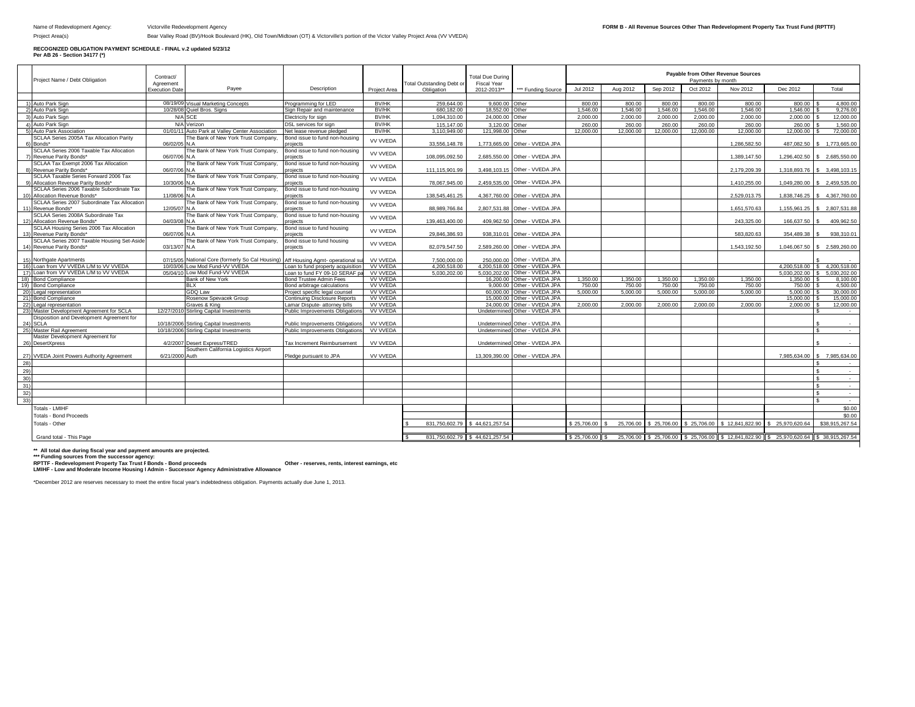Name of Redevelopment Agency: Victorville Redevelopment Agency

Project Area(s): Bear Valley Road (BV)/Hook Boulevard (HK), Old Town/Midtown (OT) & Victorville's portion of the Victor Valley Project Area (VV VVEDA)

**FORM B - All Revenue Sources Other Than Redevelopment Property Tax Trust Fund (RPTTF)**

**RECOGNIZED OBLIGATION PAYMENT SCHEDULE - FINAL v.2 updated 5/23/12**
**Per AB 26 - Section 34177 (\*)**

| | Project Name / Debt Obligation | Contract/ Agreement Execution Date | Payee | Description | Project Area | Total Outstanding Debt or Obligation | Total Due During Fiscal Year 2012-2013** | *** Funding Source | Payable from Other Revenue Sources Payments by month | | | | | | |
|---|---|---|---|---|---|---|---|---|---|---|---|---|---|---|---|
| | | | | | | | | | Jul 2012 | Aug 2012 | Sep 2012 | Oct 2012 | Nov 2012 | Dec 2012 | Total |
| 1) | Auto Park Sign | 08/19/09 | Visual Marketing Concepts | Programming for LED | BV/HK | 259,644.00 | 9,600.00 | Other | 800.00 | 800.00 | 800.00 | 800.00 | 800.00 | 800.00 | $ 4,800.00 |
| 2) | Auto Park Sign | 10/28/08 | Quiel Bros. Signs | Sign Repair and maintenance | BV/HK | 680,182.00 | 18,552.00 | Other | 1,546.00 | 1,546.00 | 1,546.00 | 1,546.00 | 1,546.00 | 1,546.00 | $ 9,276.00 |
| 3) | Auto Park Sign | N/A | SCE | Electricity for sign | BV/HK | 1,094,310.00 | 24,000.00 | Other | 2,000.00 | 2,000.00 | 2,000.00 | 2,000.00 | 2,000.00 | 2,000.00 | $ 12,000.00 |
| 4) | Auto Park Sign | N/A | Verizon | DSL services for sign | BV/HK | 115,147.00 | 3,120.00 | Other | 260.00 | 260.00 | 260.00 | 260.00 | 260.00 | 260.00 | $ 1,560.00 |
| 5) | Auto Park Association | 01/01/11 | Auto Park at Valley Center Association | Net lease revenue pledged | BV/HK | 3,110,949.00 | 121,998.00 | Other | 12,000.00 | 12,000.00 | 12,000.00 | 12,000.00 | 12,000.00 | 12,000.00 | $ 72,000.00 |
| 6) | SCLAA Series 2005A Tax Allocation Parity Bonds* | 06/02/05 | N.A The Bank of New York Trust Company, | Bond issue to fund non-housing projects | VV VVEDA | 33,556,148.78 | 1,773,665.00 | Other - VVEDA JPA | | | | | 1,286,582.50 | 487,082.50 | $ 1,773,665.00 |
| 7) | SCLAA Series 2006 Taxable Tax Allocation Revenue Parity Bonds* | 06/07/06 | N.A The Bank of New York Trust Company, | Bond issue to fund non-housing projects | VV VVEDA | 108,095,092.50 | 2,685,550.00 | Other - VVEDA JPA | | | | | 1,389,147.50 | 1,296,402.50 | $ 2,685,550.00 |
| 8) | SCLAA Tax Exempt 2006 Tax Allocation Revenue Parity Bonds* | 06/07/06 | N.A The Bank of New York Trust Company, | Bond issue to fund non-housing projects | VV VVEDA | 111,115,901.99 | 3,498,103.15 | Other - VVEDA JPA | | | | | 2,179,209.39 | 1,318,893.76 | $ 3,498,103.15 |
| 9) | SCLAA Taxable Series Forward 2006 Tax Allocation Revenue Parity Bonds* | 10/30/06 | N.A The Bank of New York Trust Company, | Bond issue to fund non-housing projects | VV VVEDA | 78,067,945.00 | 2,459,535.00 | Other - VVEDA JPA | | | | | 1,410,255.00 | 1,049,280.00 | $ 2,459,535.00 |
| 10) | SCLAA Series 2006 Taxable Subordinate Tax Allocation Revenue Bonds* | 11/08/06 | N.A The Bank of New York Trust Company, | Bond issue to fund non-housing projects | VV VVEDA | 138,545,461.25 | 4,367,760.00 | Other - VVEDA JPA | | | | | 2,529,013.75 | 1,838,746.25 | $ 4,367,760.00 |
| 11) | SCLAA Series 2007 Subordinate Tax Allocation Revenue Bonds* | 12/05/07 | N.A The Bank of New York Trust Company, | Bond issue to fund non-housing projects | VV VVEDA | 88,989,766.84 | 2,807,531.88 | Other - VVEDA JPA | | | | | 1,651,570.63 | 1,155,961.25 | $ 2,807,531.88 |
| 12) | SCLAA Series 2008A Subordinate Tax Allocation Revenue Bonds* | 04/03/08 | N.A The Bank of New York Trust Company, | Bond issue to fund non-housing projects | VV VVEDA | 139,463,400.00 | 409,962.50 | Other - VVEDA JPA | | | | | 243,325.00 | 166,637.50 | $ 409,962.50 |
| 13) | SCLAA Housing Series 2006 Tax Allocation Revenue Parity Bonds* | 06/07/06 | N.A The Bank of New York Trust Company, | Bond issue to fund housing projects | VV VVEDA | 29,846,386.93 | 938,310.01 | Other - VVEDA JPA | | | | | 583,820.63 | 354,489.38 | $ 938,310.01 |
| 14) | SCLAA Series 2007 Taxable Housing Set-Aside Revenue Parity Bonds* | 03/13/07 | N.A The Bank of New York Trust Company, | Bond issue to fund housing projects | VV VVEDA | 82,079,547.50 | 2,589,260.00 | Other - VVEDA JPA | | | | | 1,543,192.50 | 1,046,067.50 | $ 2,589,260.00 |
| 15) | Northgate Apartments | 07/15/05 | National Core (formerly So Cal Housing) | Aff Housing Agmt- operational su | VV VVEDA | 7,500,000.00 | 250,000.00 | Other - VVEDA JPA | | | | | | | $ - |
| 16) | Loan from VV VVEDA L/M to VV VVEDA | 10/03/06 | Low Mod Fund-VV VVEDA | Loan to fund property acquisition | VV VVEDA | 4,200,518.00 | 4,200,518.00 | Other - VVEDA JPA | | | | | | 4,200,518.00 | $ 4,200,518.00 |
| 17) | Loan from VV VVEDA L/M to VV VVEDA | 05/04/10 | Low Mod Fund-VV VVEDA | Loan to fund FY 09-10 SERAF pa | VV VVEDA | 5,030,202.00 | 5,030,202.00 | Other - VVEDA JPA | | | | | | 5,030,202.00 | $ 5,030,202.00 |
| 18) | Bond Compliance | | Bank of New York | Bond Trustee Admin Fees | VV VVEDA | | 16,200.00 | Other - VVEDA JPA | 1,350.00 | 1,350.00 | 1,350.00 | 1,350.00 | 1,350.00 | 1,350.00 | $ 8,100.00 |
| 19) | Bond Compliance | | BLX | Bond arbitrage calculations | VV VVEDA | | 9,000.00 | Other - VVEDA JPA | 750.00 | 750.00 | 750.00 | 750.00 | 750.00 | 750.00 | $ 4,500.00 |
| 20) | Legal representation | | GDQ Law | Project specific legal counsel | VV VVEDA | | 60,000.00 | Other - VVEDA JPA | 5,000.00 | 5,000.00 | 5,000.00 | 5,000.00 | 5,000.00 | 5,000.00 | $ 30,000.00 |
| 21) | Bond Compliance | | Rosenow Spevacek Group | Continuing Disclosure Reports | VV VVEDA | | 15,000.00 | Other - VVEDA JPA | | | | | | 15,000.00 | $ 15,000.00 |
| 22) | Legal representation | | Graves & King | Lamar Dispute- attorney bills | VV VVEDA | | 24,000.00 | Other - VVEDA JPA | 2,000.00 | 2,000.00 | 2,000.00 | 2,000.00 | 2,000.00 | 2,000.00 | $ 12,000.00 |
| 23) | Master Development Agreement for SCLA | 12/27/2010 | Stirling Capital Investments | Public Improvements Obligations | VV VVEDA | | Undetermined | Other - VVEDA JPA | | | | | | | $ - |
| 24) | Disposition and Development Agreement for SCLA | 10/18/2006 | Stirling Capital Investments | Public Improvements Obligations | VV VVEDA | | Undetermined | Other - VVEDA JPA | | | | | | | $ - |
| 25) | Master Rail Agreement | 10/18/2006 | Stirling Capital Investments | Public Improvements Obligations | VV VVEDA | | Undetermined | Other - VVEDA JPA | | | | | | | $ - |
| 26) | Master Development Agreement for DesertXpress | 4/2/2007 | Desert Express/TRED | Tax Increment Reimbursement | VV VVEDA | | Undetermined | Other - VVEDA JPA | | | | | | | $ - |
| 27) | VVEDA Joint Powers Authority Agreement | 6/21/2000 | Southern California Logistics Airport Auth | Pledge pursuant to JPA | VV VVEDA | | 13,309,390.00 | Other - VVEDA JPA | | | | | | 7,985,634.00 | $ 7,985,634.00 |
| 28) | | | | | | | | | | | | | | | $ - |
| 29) | | | | | | | | | | | | | | | $ - |
| 30) | | | | | | | | | | | | | | | $ - |
| 31) | | | | | | | | | | | | | | | $ - |
| 32) | | | | | | | | | | | | | | | $ - |
| 33) | | | | | | | | | | | | | | | $ - |
| | Totals - LMIHF | | | | | | | | | | | | | | $0.00 |
| | Totals - Bond Proceeds | | | | | | | | | | | | | | $0.00 |
| | Totals - Other | | | | | $ 831,750,602.79 | $ 44,621,257.54 | | $ 25,706.00 | $ 25,706.00 | $ 25,706.00 | $ 25,706.00 | $ 12,841,822.90 | $ 25,970,620.64 | $38,915,267.54 |
| | Grand total - This Page | | | | | $ 831,750,602.79 | $ 44,621,257.54 | | $ 25,706.00 | $ 25,706.00 | $ 25,706.00 | $ 25,706.00 | $ 12,841,822.90 | $ 25,970,620.64 | $ 38,915,267.54 |

** All total due during fiscal year and payment amounts are projected.
*** Funding sources from the successor agency:
RPTTF - Redevelopment Property Tax Trust F Bonds - Bond proceeds — Other - reserves, rents, interest earnings, etc
LMIHF - Low and Moderate Income Housing I Admin - Successor Agency Administrative Allowance

*December 2012 are reserves necessary to meet the entire fiscal year's indebtedness obligation. Payments actually due June 1, 2013.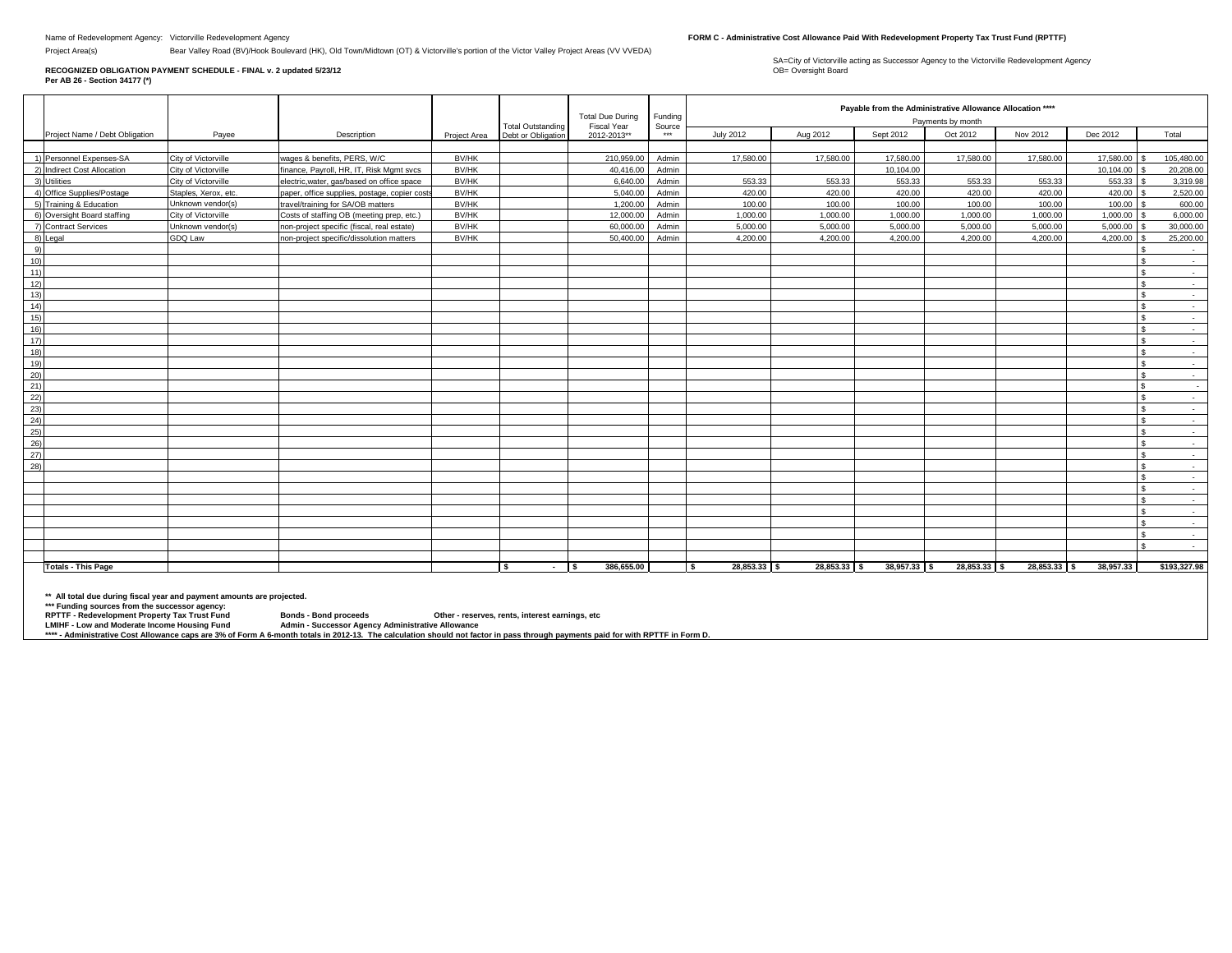Name of Redevelopment Agency: Victorville Redevelopment Agency

Project Area(s) Bear Valley Road (BV)/Hook Boulevard (HK), Old Town/Midtown (OT) & Victorville's portion of the Victor Valley Project Areas (VV VVEDA)

**FORM C - Administrative Cost Allowance Paid With Redevelopment Property Tax Trust Fund (RPTTF)**

SA=City of Victorville acting as Successor Agency to the Victorville Redevelopment Agency
OB= Oversight Board

**RECOGNIZED OBLIGATION PAYMENT SCHEDULE - FINAL v. 2 updated 5/23/12**
**Per AB 26 - Section 34177 (*)**

| | Project Name / Debt Obligation | Payee | Description | Project Area | Total Outstanding Debt or Obligation | Total Due During Fiscal Year 2012-2013** | Funding Source *** | Payable from the Administrative Allowance Allocation **** Payments by month July 2012 | Aug 2012 | Sept 2012 | Oct 2012 | Nov 2012 | Dec 2012 | Total |
|---|---|---|---|---|---|---|---|---|---|---|---|---|---|---|
| 1) | Personnel Expenses-SA | City of Victorville | wages & benefits, PERS, W/C | BV/HK | | 210,959.00 | Admin | 17,580.00 | 17,580.00 | 17,580.00 | 17,580.00 | 17,580.00 | 17,580.00 | $ 105,480.00 |
| 2) | Indirect Cost Allocation | City of Victorville | finance, Payroll, HR, IT, Risk Mgmt svcs | BV/HK | | 40,416.00 | Admin | | | 10,104.00 | | | 10,104.00 | $ 20,208.00 |
| 3) | Utilities | City of Victorville | electric,water, gas/based on office space | BV/HK | | 6,640.00 | Admin | 553.33 | 553.33 | 553.33 | 553.33 | 553.33 | 553.33 | $ 3,319.98 |
| 4) | Office Supplies/Postage | Staples, Xerox, etc. | paper, office supplies, postage, copier costs | BV/HK | | 5,040.00 | Admin | 420.00 | 420.00 | 420.00 | 420.00 | 420.00 | 420.00 | $ 2,520.00 |
| 5) | Training & Education | Unknown vendor(s) | travel/training for SA/OB matters | BV/HK | | 1,200.00 | Admin | 100.00 | 100.00 | 100.00 | 100.00 | 100.00 | 100.00 | $ 600.00 |
| 6) | Oversight Board staffing | City of Victorville | Costs of staffing OB (meeting prep, etc.) | BV/HK | | 12,000.00 | Admin | 1,000.00 | 1,000.00 | 1,000.00 | 1,000.00 | 1,000.00 | 1,000.00 | $ 6,000.00 |
| 7) | Contract Services | Unknown vendor(s) | non-project specific (fiscal, real estate) | BV/HK | | 60,000.00 | Admin | 5,000.00 | 5,000.00 | 5,000.00 | 5,000.00 | 5,000.00 | 5,000.00 | $ 30,000.00 |
| 8) | Legal | GDQ Law | non-project specific/dissolution matters | BV/HK | | 50,400.00 | Admin | 4,200.00 | 4,200.00 | 4,200.00 | 4,200.00 | 4,200.00 | 4,200.00 | $ 25,200.00 |
| 9) | | | | | | | | | | | | | | $ - |
| 10) | | | | | | | | | | | | | | $ - |
| 11) | | | | | | | | | | | | | | $ - |
| 12) | | | | | | | | | | | | | | $ - |
| 13) | | | | | | | | | | | | | | $ - |
| 14) | | | | | | | | | | | | | | $ - |
| 15) | | | | | | | | | | | | | | $ - |
| 16) | | | | | | | | | | | | | | $ - |
| 17) | | | | | | | | | | | | | | $ - |
| 18) | | | | | | | | | | | | | | $ - |
| 19) | | | | | | | | | | | | | | $ - |
| 20) | | | | | | | | | | | | | | $ - |
| 21) | | | | | | | | | | | | | | $ - |
| 22) | | | | | | | | | | | | | | $ - |
| 23) | | | | | | | | | | | | | | $ - |
| 24) | | | | | | | | | | | | | | $ - |
| 25) | | | | | | | | | | | | | | $ - |
| 26) | | | | | | | | | | | | | | $ - |
| 27) | | | | | | | | | | | | | | $ - |
| 28) | | | | | | | | | | | | | | $ - |
| | | | | | | | | | | | | | | $ - |
| | | | | | | | | | | | | | | $ - |
| | | | | | | | | | | | | | | $ - |
| | | | | | | | | | | | | | | $ - |
| | | | | | | | | | | | | | | $ - |
| | | | | | | | | | | | | | | $ - |
| | | | | | | | | | | | | | | $ - |
| | **Totals - This Page** | | | | $ - | $ 386,655.00 | | $ 28,853.33 | $ 28,853.33 | $ 38,957.33 | $ 28,853.33 | $ 28,853.33 | $ 38,957.33 | $193,327.98 |

** All total due during fiscal year and payment amounts are projected.
*** Funding sources from the successor agency:
RPTTF - Redevelopment Property Tax Trust Fund | Bonds - Bond proceeds | Other - reserves, rents, interest earnings, etc
LMIHF - Low and Moderate Income Housing Fund | Admin - Successor Agency Administrative Allowance
**** - Administrative Cost Allowance caps are 3% of Form A 6-month totals in 2012-13. The calculation should not factor in pass through payments paid for with RPTTF in Form D.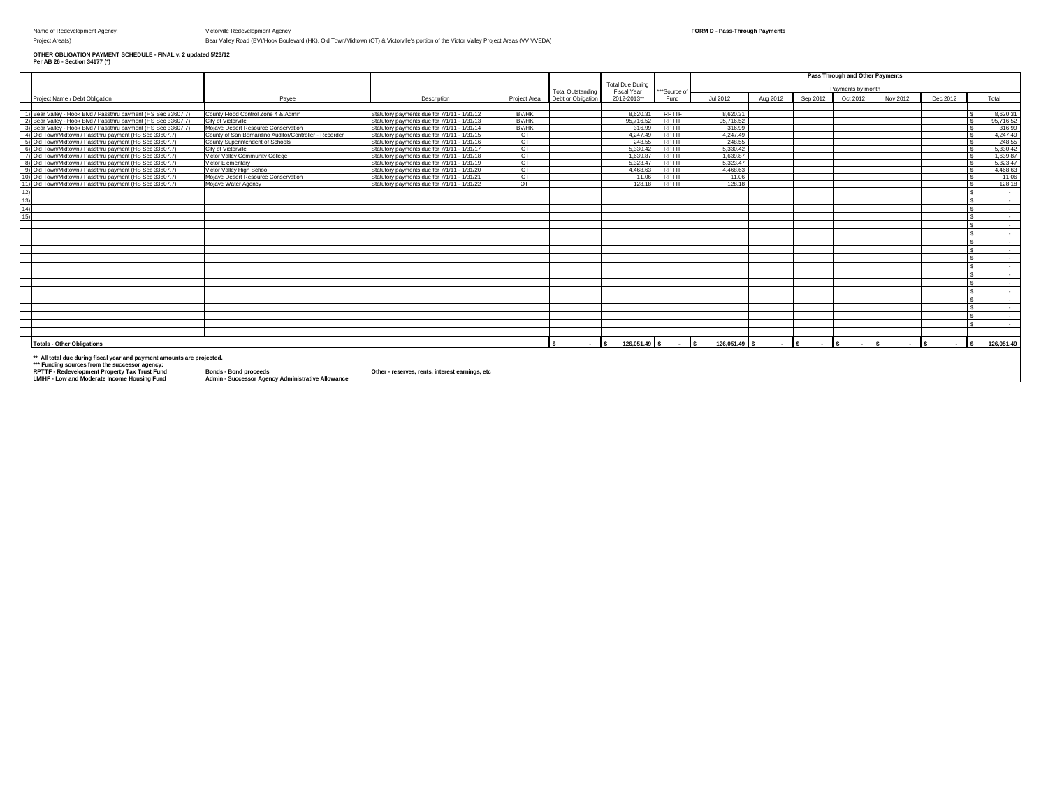Name of Redevelopment Agency: Victorville Redevelopment Agency

**FORM D - Pass-Through Payments**

Project Area(s) Bear Valley Road (BV)/Hook Boulevard (HK), Old Town/Midtown (OT) & Victorville's portion of the Victor Valley Project Areas (VV VVEDA)

**OTHER OBLIGATION PAYMENT SCHEDULE - FINAL v. 2 updated 5/23/12**
**Per AB 26 - Section 34177 (*)**

| | | | | | | | | Pass Through and Other Payments | | | | | | |
|---|---|---|---|---|---|---|---|---|---|---|---|---|---|---|
| | | | | | | | | Payments by month | | | | | | |
| | Project Name / Debt Obligation | Payee | Description | Project Area | Total Outstanding Debt or Obligation | Total Due During Fiscal Year 2012-2013** | ***Source of Fund | Jul 2012 | Aug 2012 | Sep 2012 | Oct 2012 | Nov 2012 | Dec 2012 | Total |
| 1) | Bear Valley - Hook Blvd / Passthru payment (HS Sec 33607.7) | County Flood Control Zone 4 & Admin | Statutory payments due for 7/1/11 - 1/31/12 | BV/HK | | 8,620.31 | RPTTF | 8,620.31 | | | | | | $ 8,620.31 |
| 2) | Bear Valley - Hook Blvd / Passthru payment (HS Sec 33607.7) | City of Victorville | Statutory payments due for 7/1/11 - 1/31/13 | BV/HK | | 95,716.52 | RPTTF | 95,716.52 | | | | | | $ 95,716.52 |
| 3) | Bear Valley - Hook Blvd / Passthru payment (HS Sec 33607.7) | Mojave Desert Resource Conservation | Statutory payments due for 7/1/11 - 1/31/14 | BV/HK | | 316.99 | RPTTF | 316.99 | | | | | | $ 316.99 |
| 4) | Old Town/Midtown / Passthru payment (HS Sec 33607.7) | County of San Bernardino Auditor/Controller - Recorder | Statutory payments due for 7/1/11 - 1/31/15 | OT | | 4,247.49 | RPTTF | 4,247.49 | | | | | | $ 4,247.49 |
| 5) | Old Town/Midtown / Passthru payment (HS Sec 33607.7) | County Superintendent of Schools | Statutory payments due for 7/1/11 - 1/31/16 | OT | | 248.55 | RPTTF | 248.55 | | | | | | $ 248.55 |
| 6) | Old Town/Midtown / Passthru payment (HS Sec 33607.7) | City of Victorville | Statutory payments due for 7/1/11 - 1/31/17 | OT | | 5,330.42 | RPTTF | 5,330.42 | | | | | | $ 5,330.42 |
| 7) | Old Town/Midtown / Passthru payment (HS Sec 33607.7) | Victor Valley Community College | Statutory payments due for 7/1/11 - 1/31/18 | OT | | 1,639.87 | RPTTF | 1,639.87 | | | | | | $ 1,639.87 |
| 8) | Old Town/Midtown / Passthru payment (HS Sec 33607.7) | Victor Elementary | Statutory payments due for 7/1/11 - 1/31/19 | OT | | 5,323.47 | RPTTF | 5,323.47 | | | | | | $ 5,323.47 |
| 9) | Old Town/Midtown / Passthru payment (HS Sec 33607.7) | Victor Valley High School | Statutory payments due for 7/1/11 - 1/31/20 | OT | | 4,468.63 | RPTTF | 4,468.63 | | | | | | $ 4,468.63 |
| 10) | Old Town/Midtown / Passthru payment (HS Sec 33607.7) | Mojave Desert Resource Conservation | Statutory payments due for 7/1/11 - 1/31/21 | OT | | 11.06 | RPTTF | 11.06 | | | | | | $ 11.06 |
| 11) | Old Town/Midtown / Passthru payment (HS Sec 33607.7) | Mojave Water Agency | Statutory payments due for 7/1/11 - 1/31/22 | OT | | 128.18 | RPTTF | 128.18 | | | | | | $ 128.18 |
| 12) | | | | | | | | | | | | | | $ - |
| 13) | | | | | | | | | | | | | | $ - |
| 14) | | | | | | | | | | | | | | $ - |
| 15) | | | | | | | | | | | | | | $ - |
| | | | | | | | | | | | | | | $ - |
| | | | | | | | | | | | | | | $ - |
| | | | | | | | | | | | | | | $ - |
| | | | | | | | | | | | | | | $ - |
| | | | | | | | | | | | | | | $ - |
| | | | | | | | | | | | | | | $ - |
| | | | | | | | | | | | | | | $ - |
| | | | | | | | | | | | | | | $ - |
| | | | | | | | | | | | | | | $ - |
| | | | | | | | | | | | | | | $ - |
| | | | | | | | | | | | | | | $ - |
| | | | | | | | | | | | | | | $ - |
| | | | | | | | | | | | | | | $ - |
| | **Totals - Other Obligations** | | | | **$ -** | **$ 126,051.49** | **$ -** | **$ 126,051.49** | **$ -** | **$ -** | **$ -** | **$ -** | **$ -** | **$ 126,051.49** |

**\*\* All total due during fiscal year and payment amounts are projected.**
**\*\*\* Funding sources from the successor agency:**

**RPTTF - Redevelopment Property Tax Trust Fund** | **Bonds - Bond proceeds** | **Other - reserves, rents, interest earnings, etc**
**LMIHF - Low and Moderate Income Housing Fund** | **Admin - Successor Agency Administrative Allowance**